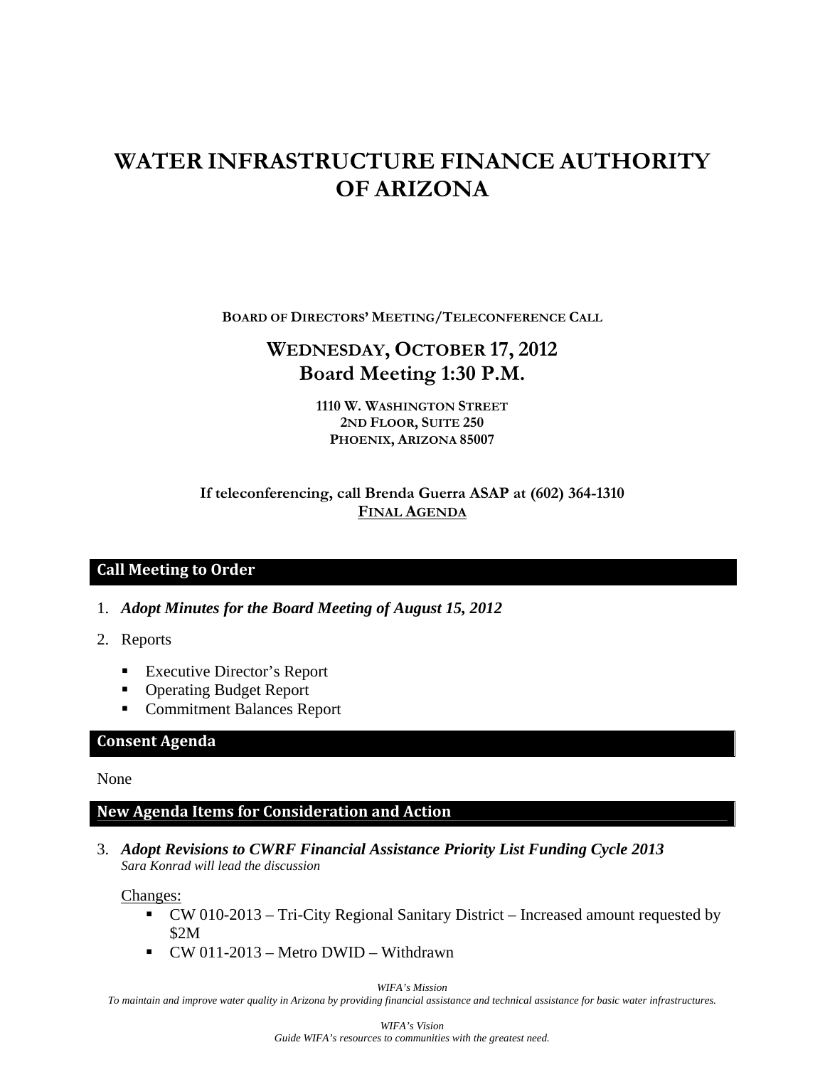# WATER INFRASTRUCTURE FINANCE AUTHORITY OF ARIZONA

**BOARD OF DIRECTORS' MEETING/TELECONFERENCE CALL**

## WEDNESDAY, OCTOBER 17, 2012
## Board Meeting 1:30 P.M.

**1110 W. WASHINGTON STREET**
**2ND FLOOR, SUITE 250**
**PHOENIX, ARIZONA 85007**

**If teleconferencing, call Brenda Guerra ASAP at (602) 364-1310**
**FINAL AGENDA**

## Call Meeting to Order

1. ***Adopt Minutes for the Board Meeting of August 15, 2012***
2. Reports
   - Executive Director's Report
   - Operating Budget Report
   - Commitment Balances Report

## Consent Agenda

None

## New Agenda Items for Consideration and Action

3. ***Adopt Revisions to CWRF Financial Assistance Priority List Funding Cycle 2013***
   *Sara Konrad will lead the discussion*

   Changes:
   - CW 010-2013 – Tri-City Regional Sanitary District – Increased amount requested by $2M
   - CW 011-2013 – Metro DWID – Withdrawn

*WIFA's Mission*
*To maintain and improve water quality in Arizona by providing financial assistance and technical assistance for basic water infrastructures.*

*WIFA's Vision*
*Guide WIFA's resources to communities with the greatest need.*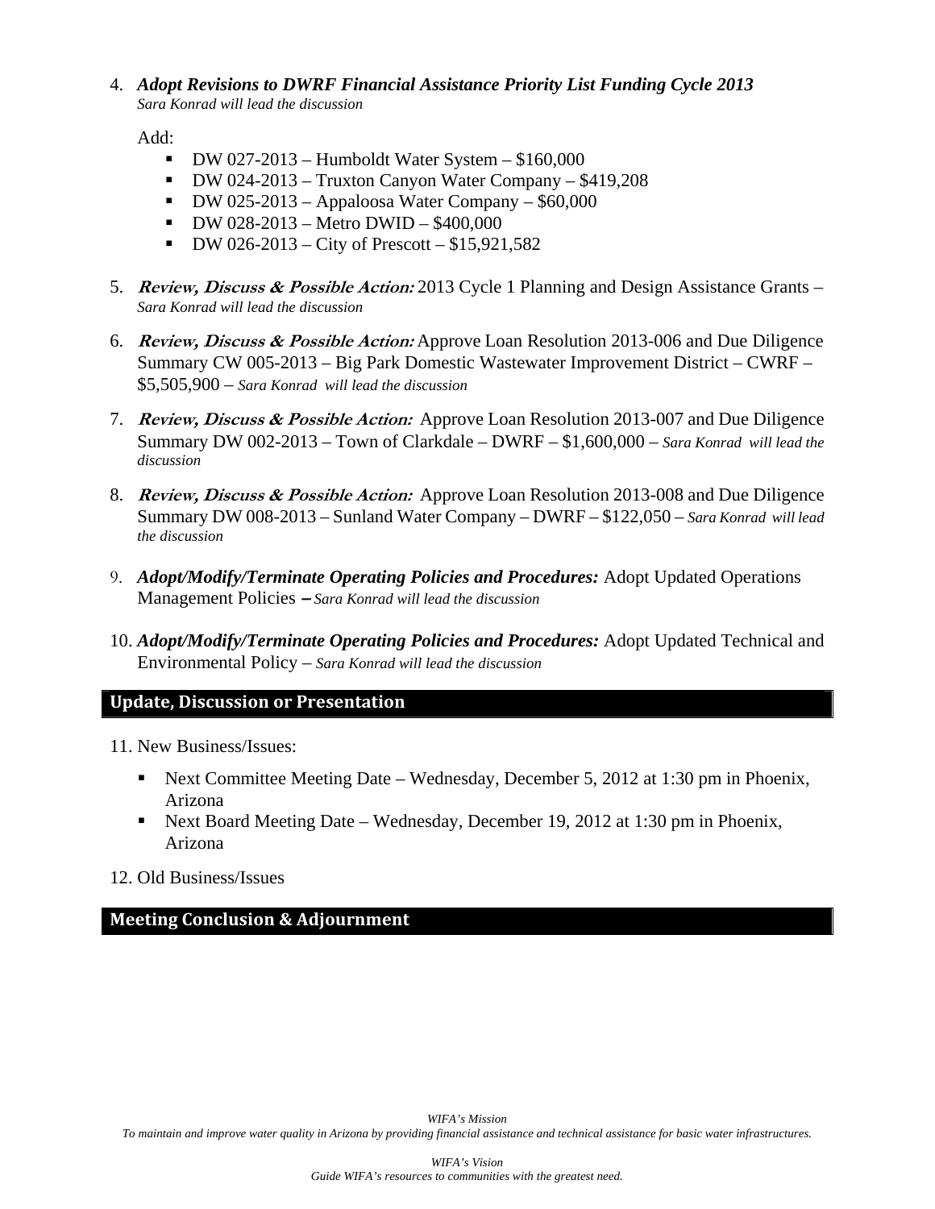4. ***Adopt Revisions to DWRF Financial Assistance Priority List Funding Cycle 2013***
   *Sara Konrad will lead the discussion*

   Add:

   - DW 027-2013 – Humboldt Water System – $160,000
   - DW 024-2013 – Truxton Canyon Water Company – $419,208
   - DW 025-2013 – Appaloosa Water Company – $60,000
   - DW 028-2013 – Metro DWID – $400,000
   - DW 026-2013 – City of Prescott – $15,921,582

5. ***Review, Discuss & Possible Action:*** 2013 Cycle 1 Planning and Design Assistance Grants – *Sara Konrad will lead the discussion*

6. ***Review, Discuss & Possible Action:*** Approve Loan Resolution 2013-006 and Due Diligence Summary CW 005-2013 – Big Park Domestic Wastewater Improvement District – CWRF – $5,505,900 – *Sara Konrad will lead the discussion*

7. ***Review, Discuss & Possible Action:*** Approve Loan Resolution 2013-007 and Due Diligence Summary DW 002-2013 – Town of Clarkdale – DWRF – $1,600,000 – *Sara Konrad will lead the discussion*

8. ***Review, Discuss & Possible Action:*** Approve Loan Resolution 2013-008 and Due Diligence Summary DW 008-2013 – Sunland Water Company – DWRF – $122,050 – *Sara Konrad will lead the discussion*

9. ***Adopt/Modify/Terminate Operating Policies and Procedures:*** Adopt Updated Operations Management Policies – *Sara Konrad will lead the discussion*

10. ***Adopt/Modify/Terminate Operating Policies and Procedures:*** Adopt Updated Technical and Environmental Policy – *Sara Konrad will lead the discussion*

## Update, Discussion or Presentation

11. New Business/Issues:

    - Next Committee Meeting Date – Wednesday, December 5, 2012 at 1:30 pm in Phoenix, Arizona
    - Next Board Meeting Date – Wednesday, December 19, 2012 at 1:30 pm in Phoenix, Arizona

12. Old Business/Issues

## Meeting Conclusion & Adjournment

*WIFA's Mission*
*To maintain and improve water quality in Arizona by providing financial assistance and technical assistance for basic water infrastructures.*

*WIFA's Vision*
*Guide WIFA's resources to communities with the greatest need.*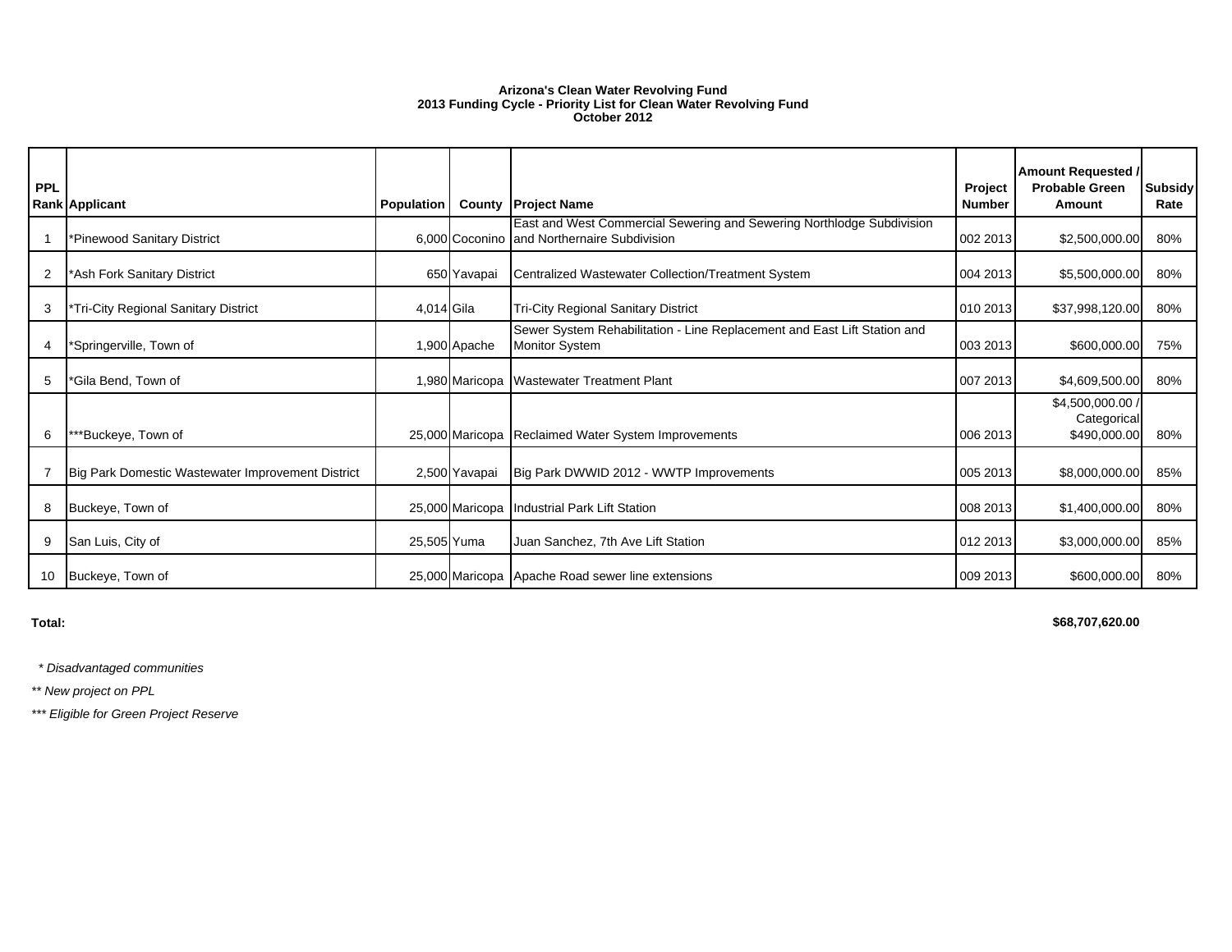**Arizona's Clean Water Revolving Fund**
**2013 Funding Cycle - Priority List for Clean Water Revolving Fund**
**October 2012**

| PPL Rank | Applicant | Population | County | Project Name | Project Number | Amount Requested / Probable Green Amount | Subsidy Rate |
|---|---|---|---|---|---|---|---|
| 1 | *Pinewood Sanitary District | 6,000 | Coconino | East and West Commercial Sewering and Sewering Northlodge Subdivision and Northernaire Subdivision | 002 2013 | $2,500,000.00 | 80% |
| 2 | *Ash Fork Sanitary District | 650 | Yavapai | Centralized Wastewater Collection/Treatment System | 004 2013 | $5,500,000.00 | 80% |
| 3 | *Tri-City Regional Sanitary District | 4,014 | Gila | Tri-City Regional Sanitary District | 010 2013 | $37,998,120.00 | 80% |
| 4 | *Springerville, Town of | 1,900 | Apache | Sewer System Rehabilitation - Line Replacement and East Lift Station and Monitor System | 003 2013 | $600,000.00 | 75% |
| 5 | *Gila Bend, Town of | 1,980 | Maricopa | Wastewater Treatment Plant | 007 2013 | $4,609,500.00 | 80% |
| 6 | ***Buckeye, Town of | 25,000 | Maricopa | Reclaimed Water System Improvements | 006 2013 | $4,500,000.00 / Categorical $490,000.00 | 80% |
| 7 | Big Park Domestic Wastewater Improvement District | 2,500 | Yavapai | Big Park DWWID 2012 - WWTP Improvements | 005 2013 | $8,000,000.00 | 85% |
| 8 | Buckeye, Town of | 25,000 | Maricopa | Industrial Park Lift Station | 008 2013 | $1,400,000.00 | 80% |
| 9 | San Luis, City of | 25,505 | Yuma | Juan Sanchez, 7th Ave Lift Station | 012 2013 | $3,000,000.00 | 85% |
| 10 | Buckeye, Town of | 25,000 | Maricopa | Apache Road sewer line extensions | 009 2013 | $600,000.00 | 80% |
| **Total:** | | | | | | **$68,707,620.00** | |

*\* Disadvantaged communities*

*\*\* New project on PPL*

*\*\*\* Eligible for Green Project Reserve*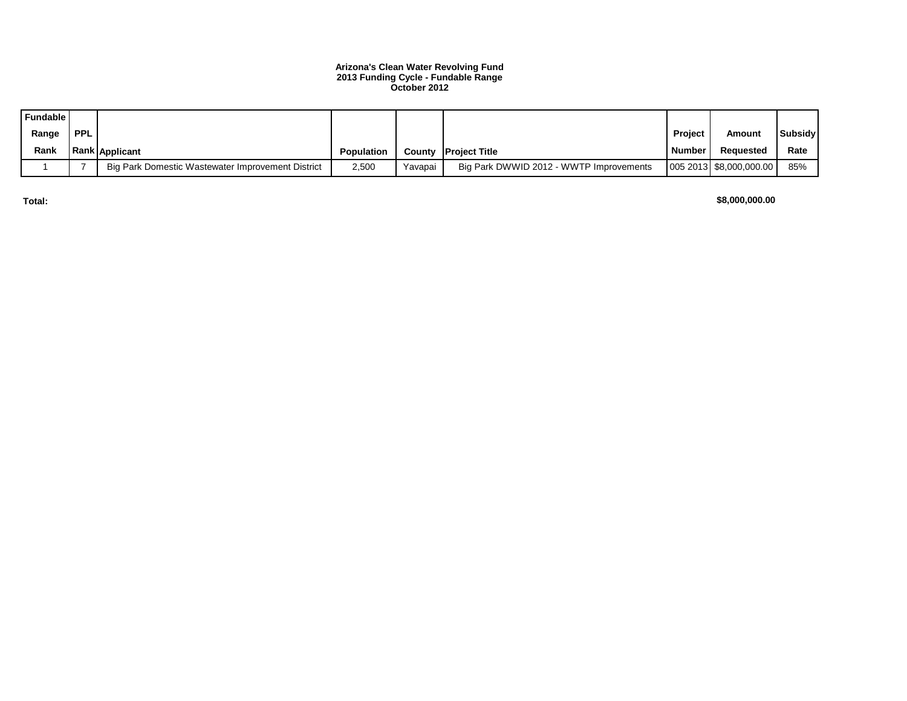**Arizona's Clean Water Revolving Fund**
**2013 Funding Cycle - Fundable Range**
**October 2012**

| Fundable Range Rank | PPL Rank | Applicant | Population | County | Project Title | Project Number | Amount Requested | Subsidy Rate |
|---|---|---|---|---|---|---|---|---|
| 1 | 7 | Big Park Domestic Wastewater Improvement District | 2,500 | Yavapai | Big Park DWWID 2012 - WWTP Improvements | 005 2013 | $8,000,000.00 | 85% |
| **Total:** | | | | | | | **$8,000,000.00** | |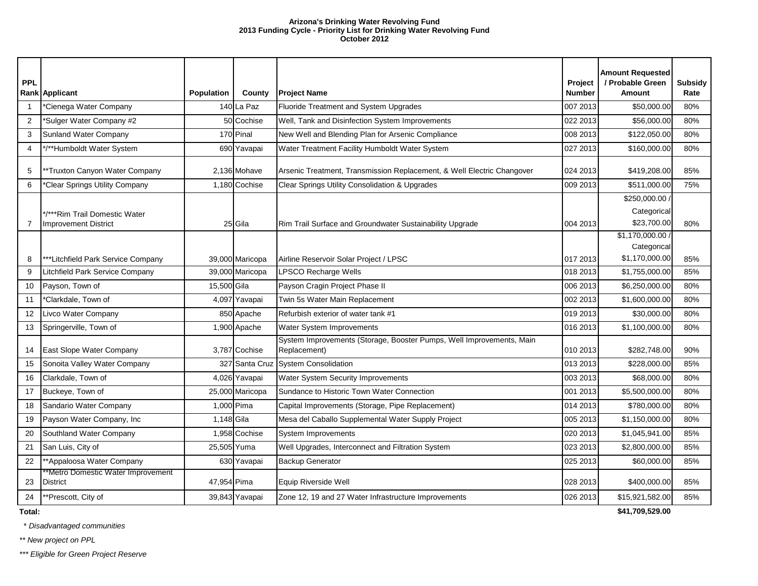**Arizona's Drinking Water Revolving Fund**
**2013 Funding Cycle - Priority List for Drinking Water Revolving Fund**
**October 2012**

| PPL Rank | Applicant | Population | County | Project Name | Project Number | Amount Requested / Probable Green Amount | Subsidy Rate |
|---|---|---|---|---|---|---|---|
| 1 | *Cienega Water Company | 140 | La Paz | Fluoride Treatment and System Upgrades | 007 2013 | $50,000.00 | 80% |
| 2 | *Sulger Water Company #2 | 50 | Cochise | Well, Tank and Disinfection System Improvements | 022 2013 | $56,000.00 | 80% |
| 3 | Sunland Water Company | 170 | Pinal | New Well and Blending Plan for Arsenic Compliance | 008 2013 | $122,050.00 | 80% |
| 4 | */**Humboldt Water System | 690 | Yavapai | Water Treatment Facility Humboldt Water System | 027 2013 | $160,000.00 | 80% |
| 5 | **Truxton Canyon Water Company | 2,136 | Mohave | Arsenic Treatment, Transmission Replacement, & Well Electric Changover | 024 2013 | $419,208.00 | 85% |
| 6 | *Clear Springs Utility Company | 1,180 | Cochise | Clear Springs Utility Consolidation & Upgrades | 009 2013 | $511,000.00 | 75% |
| 7 | */***Rim Trail Domestic Water Improvement District | 25 | Gila | Rim Trail Surface and Groundwater Sustainability Upgrade | 004 2013 | $250,000.00 / Categorical $23,700.00 | 80% |
| 8 | ***Litchfield Park Service Company | 39,000 | Maricopa | Airline Reservoir Solar Project / LPSC | 017 2013 | $1,170,000.00 / Categorical $1,170,000.00 | 85% |
| 9 | Litchfield Park Service Company | 39,000 | Maricopa | LPSCO Recharge Wells | 018 2013 | $1,755,000.00 | 85% |
| 10 | Payson, Town of | 15,500 | Gila | Payson Cragin Project Phase II | 006 2013 | $6,250,000.00 | 80% |
| 11 | *Clarkdale, Town of | 4,097 | Yavapai | Twin 5s Water Main Replacement | 002 2013 | $1,600,000.00 | 80% |
| 12 | Livco Water Company | 850 | Apache | Refurbish exterior of water tank #1 | 019 2013 | $30,000.00 | 80% |
| 13 | Springerville, Town of | 1,900 | Apache | Water System Improvements | 016 2013 | $1,100,000.00 | 80% |
| 14 | East Slope Water Company | 3,787 | Cochise | System Improvements (Storage, Booster Pumps, Well Improvements, Main Replacement) | 010 2013 | $282,748.00 | 90% |
| 15 | Sonoita Valley Water Company | 327 | Santa Cruz | System Consolidation | 013 2013 | $228,000.00 | 85% |
| 16 | Clarkdale, Town of | 4,026 | Yavapai | Water System Security Improvements | 003 2013 | $68,000.00 | 80% |
| 17 | Buckeye, Town of | 25,000 | Maricopa | Sundance to Historic Town Water Connection | 001 2013 | $5,500,000.00 | 80% |
| 18 | Sandario Water Company | 1,000 | Pima | Capital Improvements (Storage, Pipe Replacement) | 014 2013 | $780,000.00 | 80% |
| 19 | Payson Water Company, Inc | 1,148 | Gila | Mesa del Caballo Supplemental Water Supply Project | 005 2013 | $1,150,000.00 | 80% |
| 20 | Southland Water Company | 1,958 | Cochise | System Improvements | 020 2013 | $1,045,941.00 | 85% |
| 21 | San Luis, City of | 25,505 | Yuma | Well Upgrades, Interconnect and Filtration System | 023 2013 | $2,800,000.00 | 85% |
| 22 | **Appaloosa Water Company | 630 | Yavapai | Backup Generator | 025 2013 | $60,000.00 | 85% |
| 23 | **Metro Domestic Water Improvement District | 47,954 | Pima | Equip Riverside Well | 028 2013 | $400,000.00 | 85% |
| 24 | **Prescott, City of | 39,843 | Yavapai | Zone 12, 19 and 27 Water Infrastructure Improvements | 026 2013 | $15,921,582.00 | 85% |
| **Total:** | | | | | | **$41,709,529.00** | |

*\* Disadvantaged communities*

*\*\* New project on PPL*

*\*\*\* Eligible for Green Project Reserve*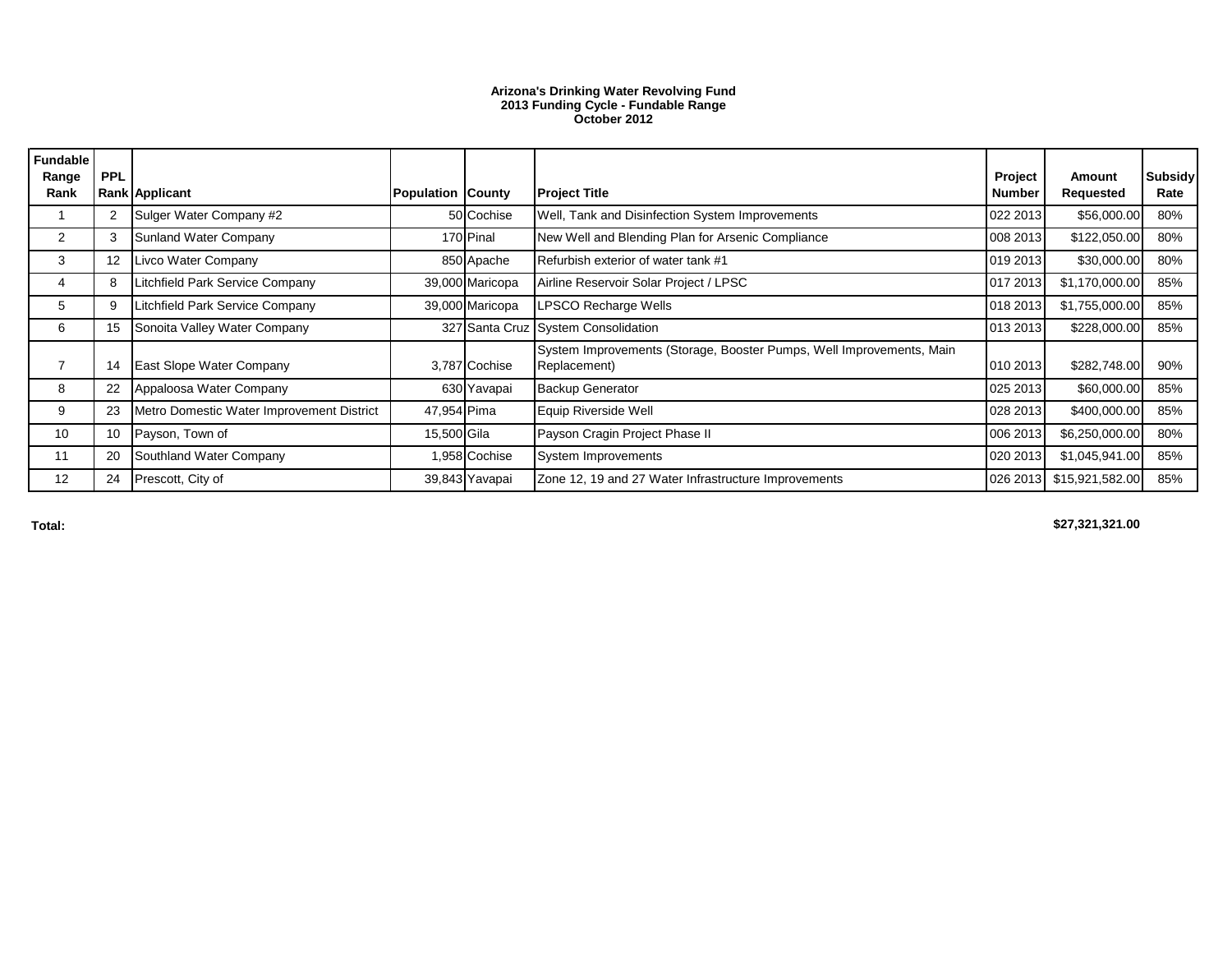**Arizona's Drinking Water Revolving Fund**
**2013 Funding Cycle - Fundable Range**
**October 2012**

| Fundable Range Rank | PPL Rank | Applicant | Population | County | Project Title | Project Number | Amount Requested | Subsidy Rate |
|---|---|---|---|---|---|---|---|---|
| 1 | 2 | Sulger Water Company #2 | 50 | Cochise | Well, Tank and Disinfection System Improvements | 022 2013 | $56,000.00 | 80% |
| 2 | 3 | Sunland Water Company | 170 | Pinal | New Well and Blending Plan for Arsenic Compliance | 008 2013 | $122,050.00 | 80% |
| 3 | 12 | Livco Water Company | 850 | Apache | Refurbish exterior of water tank #1 | 019 2013 | $30,000.00 | 80% |
| 4 | 8 | Litchfield Park Service Company | 39,000 | Maricopa | Airline Reservoir Solar Project / LPSC | 017 2013 | $1,170,000.00 | 85% |
| 5 | 9 | Litchfield Park Service Company | 39,000 | Maricopa | LPSCO Recharge Wells | 018 2013 | $1,755,000.00 | 85% |
| 6 | 15 | Sonoita Valley Water Company | 327 | Santa Cruz | System Consolidation | 013 2013 | $228,000.00 | 85% |
| 7 | 14 | East Slope Water Company | 3,787 | Cochise | System Improvements (Storage, Booster Pumps, Well Improvements, Main Replacement) | 010 2013 | $282,748.00 | 90% |
| 8 | 22 | Appaloosa Water Company | 630 | Yavapai | Backup Generator | 025 2013 | $60,000.00 | 85% |
| 9 | 23 | Metro Domestic Water Improvement District | 47,954 | Pima | Equip Riverside Well | 028 2013 | $400,000.00 | 85% |
| 10 | 10 | Payson, Town of | 15,500 | Gila | Payson Cragin Project Phase II | 006 2013 | $6,250,000.00 | 80% |
| 11 | 20 | Southland Water Company | 1,958 | Cochise | System Improvements | 020 2013 | $1,045,941.00 | 85% |
| 12 | 24 | Prescott, City of | 39,843 | Yavapai | Zone 12, 19 and 27 Water Infrastructure Improvements | 026 2013 | $15,921,582.00 | 85% |

**Total:** **$27,321,321.00**